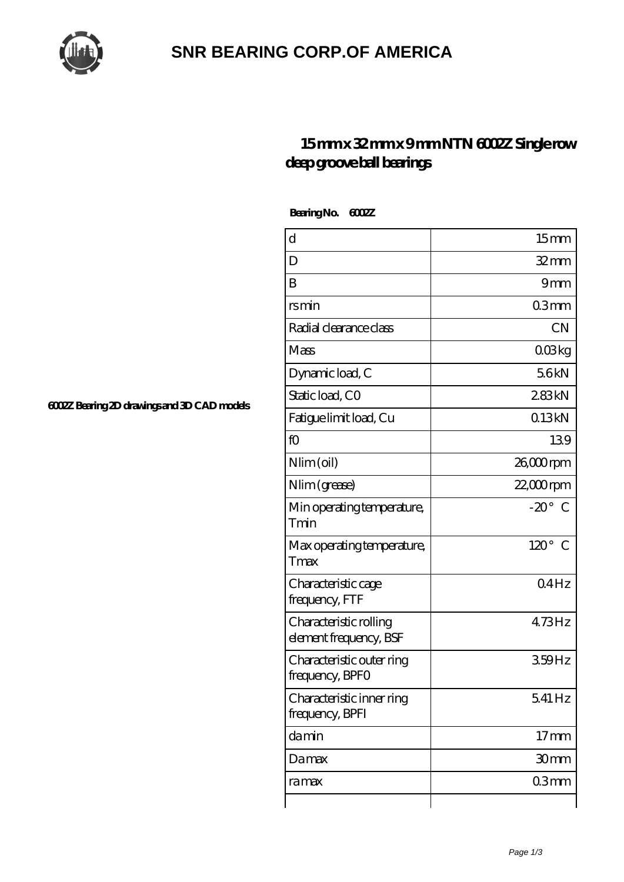# SNR BEARING CORP.OF AMERICA

## 15 mm x 32 mm x 9 mm NTN 6002Z Single row deep groove ball bearings

**Bearing No. 6002Z**

6002Z Bearing 2D drawings and 3D CAD models

| | |
|---|---|
| d | 15 mm |
| D | 32 mm |
| B | 9 mm |
| rs min | 0.3 mm |
| Radial clearance class | CN |
| Mass | 0.03 kg |
| Dynamic load, C | 5.6 kN |
| Static load, C0 | 2.83 kN |
| Fatigue limit load, Cu | 0.13 kN |
| f0 | 13.9 |
| Nlim (oil) | 26,000 rpm |
| Nlim (grease) | 22,000 rpm |
| Min operating temperature, Tmin | -20 ° C |
| Max operating temperature, Tmax | 120 ° C |
| Characteristic cage frequency, FTF | 0.4 Hz |
| Characteristic rolling element frequency, BSF | 4.73 Hz |
| Characteristic outer ring frequency, BPFO | 3.59 Hz |
| Characteristic inner ring frequency, BPFI | 5.41 Hz |
| da min | 17 mm |
| Da max | 30 mm |
| ra max | 0.3 mm |
| | |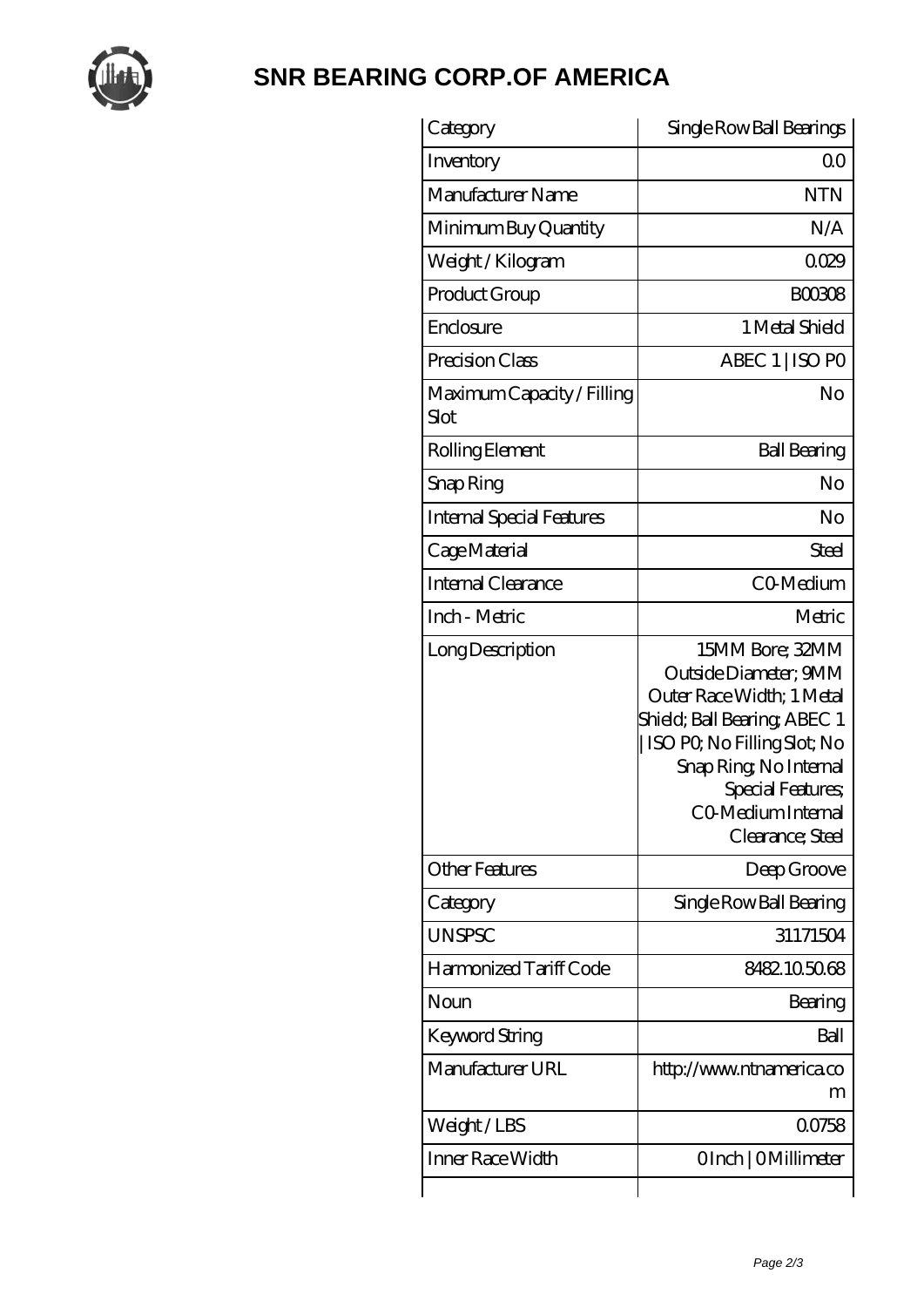# SNR BEARING CORP.OF AMERICA

| Category | Single Row Ball Bearings |
|---|---|
| Inventory | 0.0 |
| Manufacturer Name | NTN |
| Minimum Buy Quantity | N/A |
| Weight / Kilogram | 0.029 |
| Product Group | B00308 |
| Enclosure | 1 Metal Shield |
| Precision Class | ABEC 1 \| ISO P0 |
| Maximum Capacity / Filling Slot | No |
| Rolling Element | Ball Bearing |
| Snap Ring | No |
| Internal Special Features | No |
| Cage Material | Steel |
| Internal Clearance | C0-Medium |
| Inch - Metric | Metric |
| Long Description | 15MM Bore; 32MM Outside Diameter; 9MM Outer Race Width; 1 Metal Shield; Ball Bearing; ABEC 1 \| ISO P0; No Filling Slot; No Snap Ring; No Internal Special Features; C0-Medium Internal Clearance; Steel |
| Other Features | Deep Groove |
| Category | Single Row Ball Bearing |
| UNSPSC | 31171504 |
| Harmonized Tariff Code | 8482.10.50.68 |
| Noun | Bearing |
| Keyword String | Ball |
| Manufacturer URL | http://www.ntnamerica.com |
| Weight / LBS | 0.0758 |
| Inner Race Width | 0 Inch \| 0 Millimeter |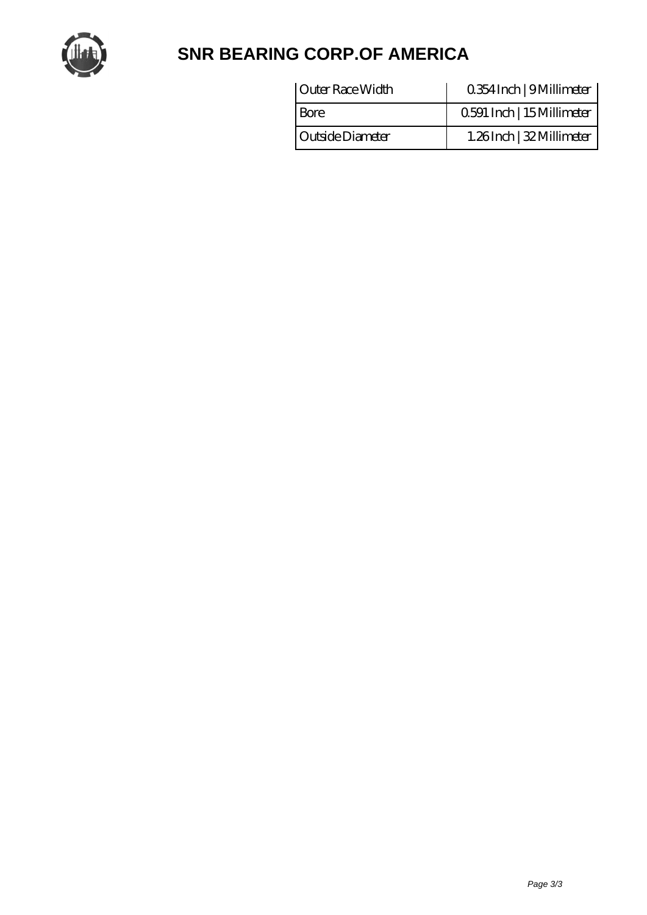| | |
|---|---|
| Outer Race Width | 0.354 Inch \| 9 Millimeter |
| Bore | 0.591 Inch \| 15 Millimeter |
| Outside Diameter | 1.26 Inch \| 32 Millimeter |